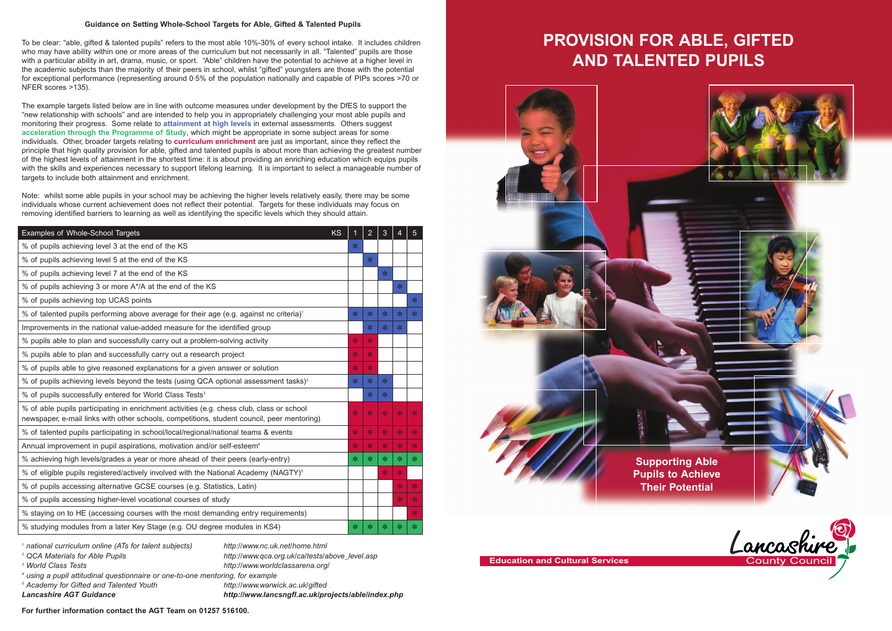# Guidance on Setting Whole-School Targets for Able, Gifted & Talented Pupils

To be clear: "able, gifted & talented pupils" refers to the most able 10%-30% of every school intake. It includes children who may have ability within one or more areas of the curriculum but not necessarily in all. "Talented" pupils are those with a particular ability in art, drama, music, or sport. "Able" children have the potential to achieve at a higher level in the academic subjects than the majority of their peers in school, whilst "gifted" youngsters are those with the potential for exceptional performance (representing around 0·5% of the population nationally and capable of PIPs scores >70 or NFER scores >135).

The example targets listed below are in line with outcome measures under development by the DfES to support the "new relationship with schools" and are intended to help you in appropriately challenging your most able pupils and monitoring their progress. Some relate to **attainment at high levels** in external assessments. Others suggest **acceleration through the Programme of Study**, which might be appropriate in some subject areas for some individuals. Other, broader targets relating to **curriculum enrichment** are just as important, since they reflect the principle that high quality provision for able, gifted and talented pupils is about more than achieving the greatest number of the highest levels of attainment in the shortest time: it is about providing an enriching education which equips pupils with the skills and experiences necessary to support lifelong learning. It is important to select a manageable number of targets to include both attainment and enrichment.

Note: whilst some able pupils in your school may be achieving the higher levels relatively easily, there may be some individuals whose current achievement does not reflect their potential. Targets for these individuals may focus on removing identified barriers to learning as well as identifying the specific levels which they should attain.

| Examples of Whole-School Targets (KS) | 1 | 2 | 3 | 4 | 5 |
|---|---|---|---|---|---|
| % of pupils achieving level 3 at the end of the KS | * | | | | |
| % of pupils achieving level 5 at the end of the KS | | * | | | |
| % of pupils achieving level 7 at the end of the KS | | | * | | |
| % of pupils achieving 3 or more A*/A at the end of the KS | | | | * | |
| % of pupils achieving top UCAS points | | | | | * |
| % of talented pupils performing above average for their age (e.g. against nc criteria)[1] | * | * | * | * | * |
| Improvements in the national value-added measure for the identified group | | * | * | * | |
| % pupils able to plan and successfully carry out a problem-solving activity | * | * | | | |
| % pupils able to plan and successfully carry out a research project | * | * | | | |
| % of pupils able to give reasoned explanations for a given answer or solution | * | * | | | |
| % of pupils achieving levels beyond the tests (using QCA optional assessment tasks)[2] | * | * | * | | |
| % of pupils successfully entered for World Class Tests[3] | | * | * | | |
| % of able pupils participating in enrichment activities (e.g. chess club, class or school newspaper, e-mail links with other schools, competitions, student council, peer mentoring) | * | * | * | * | * |
| % of talented pupils participating in school/local/regional/national teams & events | * | * | * | * | * |
| Annual improvement in pupil aspirations, motivation and/or self-esteem[4] | * | * | * | * | * |
| % achieving high levels/grades a year or more ahead of their peers (early-entry) | * | * | * | * | * |
| % of eligible pupils registered/actively involved with the National Academy (NAGTY)[5] | | | * | * | |
| % of pupils accessing alternative GCSE courses (e.g. Statistics, Latin) | | | | * | * |
| % of pupils accessing higher-level vocational courses of study | | | | * | * |
| % staying on to HE (accessing courses with the most demanding entry requirements) | | | | | * |
| % studying modules from a later Key Stage (e.g. OU degree modules in KS4) | * | * | * | * | * |

[1] *national curriculum online (ATs for talent subjects)* — *http://www.nc.uk.net/home.html*
[2] *QCA Materials for Able Pupils* — *http://www.qca.org.uk/ca/tests/above_level.asp*
[3] *World Class Tests* — *http://www.worldclassarena.org/*
[4] *using a pupil attitudinal questionnaire or one-to-one mentoring, for example*
[5] *Academy for Gifted and Talented Youth* — *http://www.warwick.ac.uk/gifted*
***Lancashire AGT Guidance*** — ***http://www.lancsngfl.ac.uk/projects/able/index.php***

**For further information contact the AGT Team on 01257 516100.**

# PROVISION FOR ABLE, GIFTED AND TALENTED PUPILS

**Supporting Able Pupils to Achieve Their Potential**

**Education and Cultural Services**

Lancashire County Council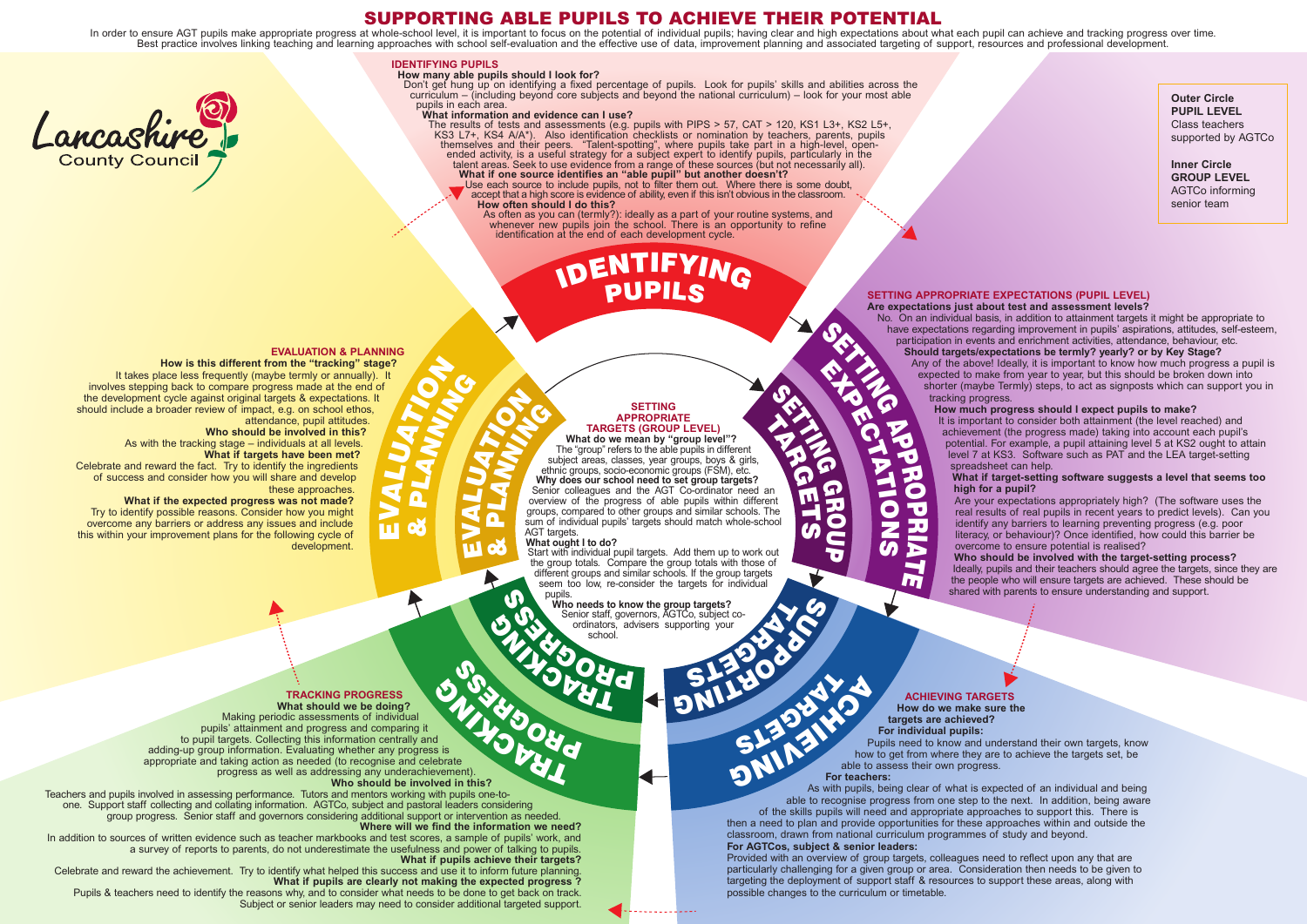# SUPPORTING ABLE PUPILS TO ACHIEVE THEIR POTENTIAL

In order to ensure AGT pupils make appropriate progress at whole-school level, it is important to focus on the potential of individual pupils; having clear and high expectations about what each pupil can achieve and tracking progress over time. Best practice involves linking teaching and learning approaches with school self-evaluation and the effective use of data, improvement planning and associated targeting of support, resources and professional development.

Lancashire County Council

**Outer Circle**
**PUPIL LEVEL**
Class teachers supported by AGTCo

**Inner Circle**
**GROUP LEVEL**
AGTCo informing senior team

## IDENTIFYING PUPILS

**How many able pupils should I look for?**
Don't get hung up on identifying a fixed percentage of pupils. Look for pupils' skills and abilities across the curriculum – (including beyond core subjects and beyond the national curriculum) – look for your most able pupils in each area.

**What information and evidence can I use?**
The results of tests and assessments (e.g. pupils with PIPS > 57, CAT > 120, KS1 L3+, KS2 L5+, KS3 L7+, KS4 A/A*). Also identification checklists or nomination by teachers, parents, pupils themselves and their peers. "Talent-spotting", where pupils take part in a high-level, open-ended activity, is a useful strategy for a subject expert to identify pupils, particularly in the talent areas. Seek to use evidence from a range of these sources (but not necessarily all).

**What if one source identifies an "able pupil" but another doesn't?**
Use each source to include pupils, not to filter them out. Where there is some doubt, accept that a high score is evidence of ability, even if this isn't obvious in the classroom.

**How often should I do this?**
As often as you can (termly?): ideally as a part of your routine systems, and whenever new pupils join the school. There is an opportunity to refine identification at the end of each development cycle.

## SETTING APPROPRIATE EXPECTATIONS (PUPIL LEVEL)

**Are expectations just about test and assessment levels?**
No. On an individual basis, in addition to attainment targets it might be appropriate to have expectations regarding improvement in pupils' aspirations, attitudes, self-esteem, participation in events and enrichment activities, attendance, behaviour, etc.

**Should targets/expectations be termly? yearly? or by Key Stage?**
Any of the above! Ideally, it is important to know how much progress a pupil is expected to make from year to year, but this should be broken down into shorter (maybe Termly) steps, to act as signposts which can support you in tracking progress.

**How much progress should I expect pupils to make?**
It is important to consider both attainment (the level reached) and achievement (the progress made) taking into account each pupil's potential. For example, a pupil attaining level 5 at KS2 ought to attain level 7 at KS3. Software such as PAT and the LEA target-setting spreadsheet can help.

**What if target-setting software suggests a level that seems too high for a pupil?**
Are your expectations appropriately high? (The software uses the real results of real pupils in recent years to predict levels). Can you identify any barriers to learning preventing progress (e.g. poor literacy, or behaviour)? Once identified, how could this barrier be overcome to ensure potential is realised?

**Who should be involved with the target-setting process?**
Ideally, pupils and their teachers should agree the targets, since they are the people who will ensure targets are achieved. These should be shared with parents to ensure understanding and support.

## SETTING APPROPRIATE TARGETS (GROUP LEVEL)

**What do we mean by "group level"?**
The "group" refers to the able pupils in different subject areas, classes, year groups, boys & girls, ethnic groups, socio-economic groups (FSM), etc.

**Why does our school need to set group targets?**
Senior colleagues and the AGT Co-ordinator need an overview of the progress of able pupils within different groups, compared to other groups and similar schools. The sum of individual pupils' targets should match whole-school AGT targets.

**What ought I to do?**
Start with individual pupil targets. Add them up to work out the group totals. Compare the group totals with those of different groups and similar schools. If the group targets seem too low, re-consider the targets for individual pupils.

**Who needs to know the group targets?**
Senior staff, governors, AGTCo, subject co-ordinators, advisers supporting your school.

## EVALUATION & PLANNING

**How is this different from the "tracking" stage?**
It takes place less frequently (maybe termly or annually). It involves stepping back to compare progress made at the end of the development cycle against original targets & expectations. It should include a broader review of impact, e.g. on school ethos, attendance, pupil attitudes.

**Who should be involved in this?**
As with the tracking stage – individuals at all levels.

**What if targets have been met?**
Celebrate and reward the fact. Try to identify the ingredients of success and consider how you will share and develop these approaches.

**What if the expected progress was not made?**
Try to identify possible reasons. Consider how you might overcome any barriers or address any issues and include this within your improvement plans for the following cycle of development.

## TRACKING PROGRESS

**What should we be doing?**
Making periodic assessments of individual pupils' attainment and progress and comparing it to pupil targets. Collecting this information centrally and adding-up group information. Evaluating whether any progress is appropriate and taking action as needed (to recognise and celebrate progress as well as addressing any underachievement).

**Who should be involved in this?**
Teachers and pupils involved in assessing performance. Tutors and mentors working with pupils one-to-one. Support staff collecting and collating information. AGTCo, subject and pastoral leaders considering group progress. Senior staff and governors considering additional support or intervention as needed.

**Where will we find the information we need?**
In addition to sources of written evidence such as teacher markbooks and test scores, a sample of pupils' work, and a survey of reports to parents, do not underestimate the usefulness and power of talking to pupils.

**What if pupils achieve their targets?**
Celebrate and reward the achievement. Try to identify what helped this success and use it to inform future planning.

**What if pupils are clearly not making the expected progress ?**
Pupils & teachers need to identify the reasons why, and to consider what needs to be done to get back on track. Subject or senior leaders may need to consider additional targeted support.

## ACHIEVING TARGETS

**How do we make sure the targets are achieved?**

**For individual pupils:**
Pupils need to know and understand their own targets, know how to get from where they are to achieve the targets set, be able to assess their own progress.

**For teachers:**
As with pupils, being clear of what is expected of an individual and being able to recognise progress from one step to the next. In addition, being aware of the skills pupils will need and appropriate approaches to support this. There is then a need to plan and provide opportunities for these approaches within and outside the classroom, drawn from national curriculum programmes of study and beyond.

**For AGTCos, subject & senior leaders:**
Provided with an overview of group targets, colleagues need to reflect upon any that are particularly challenging for a given group or area. Consideration then needs to be given to targeting the deployment of support staff & resources to support these areas, along with possible changes to the curriculum or timetable.

IDENTIFYING PUPILS

SETTING APPROPRIATE EXPECTATIONS

SETTING GROUP TARGETS

SUPPORTING TARGETS

ACHIEVING TARGETS

TRACKING PROGRESS

EVALUATION & PLANNING